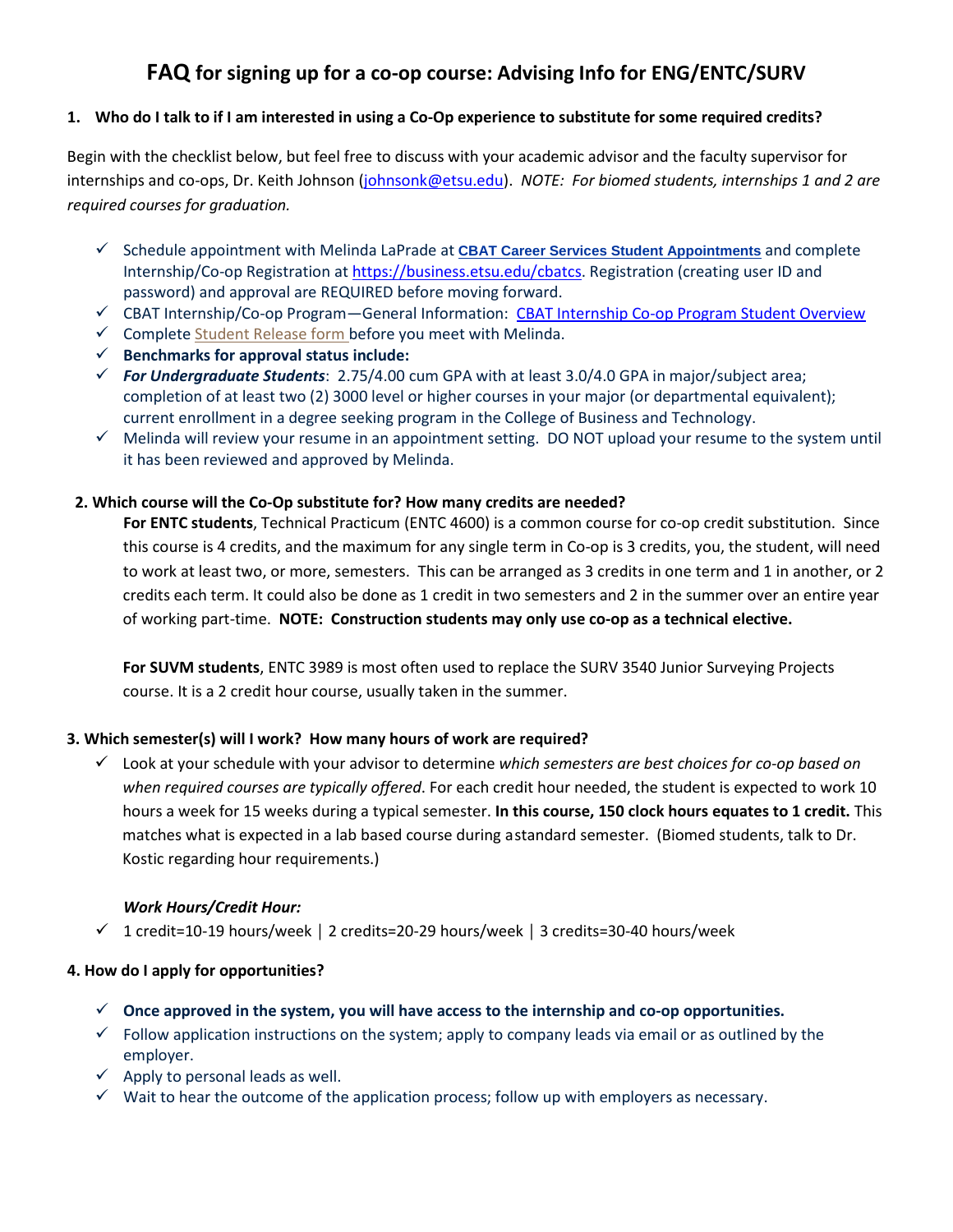# FAQ for signing up for a co-op course: Advising Info for ENG/ENTC/SURV

## 1. Who do I talk to if I am interested in using a Co-Op experience to substitute for some required credits?

Begin with the checklist below, but feel free to discuss with your academic advisor and the faculty supervisor for internships and co-ops, Dr. Keith Johnson (johnsonk@etsu.edu). *NOTE: For biomed students, internships 1 and 2 are required courses for graduation.*

- ✓ Schedule appointment with Melinda LaPrade at **CBAT Career Services Student Appointments** and complete Internship/Co-op Registration at https://business.etsu.edu/cbatcs. Registration (creating user ID and password) and approval are REQUIRED before moving forward.
- ✓ CBAT Internship/Co-op Program—General Information: CBAT Internship Co-op Program Student Overview
- ✓ Complete Student Release form before you meet with Melinda.
- ✓ **Benchmarks for approval status include:**
- ✓ ***For Undergraduate Students***: 2.75/4.00 cum GPA with at least 3.0/4.0 GPA in major/subject area; completion of at least two (2) 3000 level or higher courses in your major (or departmental equivalent); current enrollment in a degree seeking program in the College of Business and Technology.
- ✓ Melinda will review your resume in an appointment setting. DO NOT upload your resume to the system until it has been reviewed and approved by Melinda.

## 2. Which course will the Co-Op substitute for? How many credits are needed?

**For ENTC students**, Technical Practicum (ENTC 4600) is a common course for co-op credit substitution. Since this course is 4 credits, and the maximum for any single term in Co-op is 3 credits, you, the student, will need to work at least two, or more, semesters. This can be arranged as 3 credits in one term and 1 in another, or 2 credits each term. It could also be done as 1 credit in two semesters and 2 in the summer over an entire year of working part-time. **NOTE: Construction students may only use co-op as a technical elective.**

**For SUVM students**, ENTC 3989 is most often used to replace the SURV 3540 Junior Surveying Projects course. It is a 2 credit hour course, usually taken in the summer.

## 3. Which semester(s) will I work? How many hours of work are required?

- ✓ Look at your schedule with your advisor to determine *which semesters are best choices for co-op based on when required courses are typically offered*. For each credit hour needed, the student is expected to work 10 hours a week for 15 weeks during a typical semester. **In this course, 150 clock hours equates to 1 credit.** This matches what is expected in a lab based course during a standard semester. (Biomed students, talk to Dr. Kostic regarding hour requirements.)

***Work Hours/Credit Hour:***

- ✓ 1 credit=10-19 hours/week | 2 credits=20-29 hours/week | 3 credits=30-40 hours/week

## 4. How do I apply for opportunities?

- ✓ **Once approved in the system, you will have access to the internship and co-op opportunities.**
- ✓ Follow application instructions on the system; apply to company leads via email or as outlined by the employer.
- ✓ Apply to personal leads as well.
- ✓ Wait to hear the outcome of the application process; follow up with employers as necessary.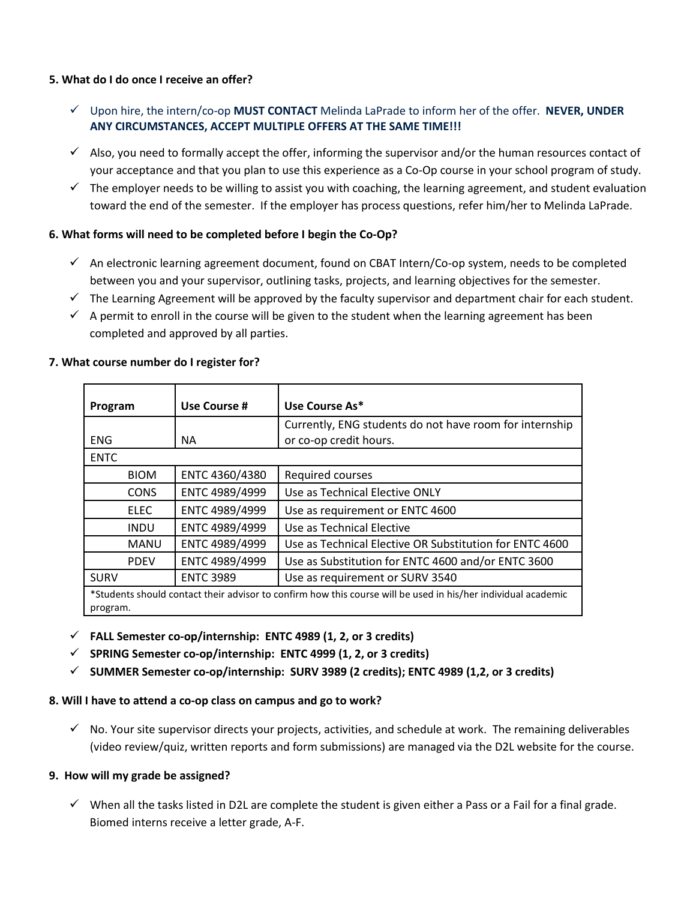**5. What do I do once I receive an offer?**

- ✓ Upon hire, the intern/co-op **MUST CONTACT** Melinda LaPrade to inform her of the offer. **NEVER, UNDER ANY CIRCUMSTANCES, ACCEPT MULTIPLE OFFERS AT THE SAME TIME!!!**
- ✓ Also, you need to formally accept the offer, informing the supervisor and/or the human resources contact of your acceptance and that you plan to use this experience as a Co-Op course in your school program of study.
- ✓ The employer needs to be willing to assist you with coaching, the learning agreement, and student evaluation toward the end of the semester. If the employer has process questions, refer him/her to Melinda LaPrade.

**6. What forms will need to be completed before I begin the Co-Op?**

- ✓ An electronic learning agreement document, found on CBAT Intern/Co-op system, needs to be completed between you and your supervisor, outlining tasks, projects, and learning objectives for the semester.
- ✓ The Learning Agreement will be approved by the faculty supervisor and department chair for each student.
- ✓ A permit to enroll in the course will be given to the student when the learning agreement has been completed and approved by all parties.

**7. What course number do I register for?**

| Program | Use Course # | Use Course As* |
|---|---|---|
| ENG | NA | Currently, ENG students do not have room for internship or co-op credit hours. |
| ENTC | | |
| BIOM | ENTC 4360/4380 | Required courses |
| CONS | ENTC 4989/4999 | Use as Technical Elective ONLY |
| ELEC | ENTC 4989/4999 | Use as requirement or ENTC 4600 |
| INDU | ENTC 4989/4999 | Use as Technical Elective |
| MANU | ENTC 4989/4999 | Use as Technical Elective OR Substitution for ENTC 4600 |
| PDEV | ENTC 4989/4999 | Use as Substitution for ENTC 4600 and/or ENTC 3600 |
| SURV | ENTC 3989 | Use as requirement or SURV 3540 |
| *Students should contact their advisor to confirm how this course will be used in his/her individual academic program. | | |

- ✓ **FALL Semester co-op/internship: ENTC 4989 (1, 2, or 3 credits)**
- ✓ **SPRING Semester co-op/internship: ENTC 4999 (1, 2, or 3 credits)**
- ✓ **SUMMER Semester co-op/internship: SURV 3989 (2 credits); ENTC 4989 (1,2, or 3 credits)**

**8. Will I have to attend a co-op class on campus and go to work?**

- ✓ No. Your site supervisor directs your projects, activities, and schedule at work. The remaining deliverables (video review/quiz, written reports and form submissions) are managed via the D2L website for the course.

**9. How will my grade be assigned?**

- ✓ When all the tasks listed in D2L are complete the student is given either a Pass or a Fail for a final grade. Biomed interns receive a letter grade, A-F.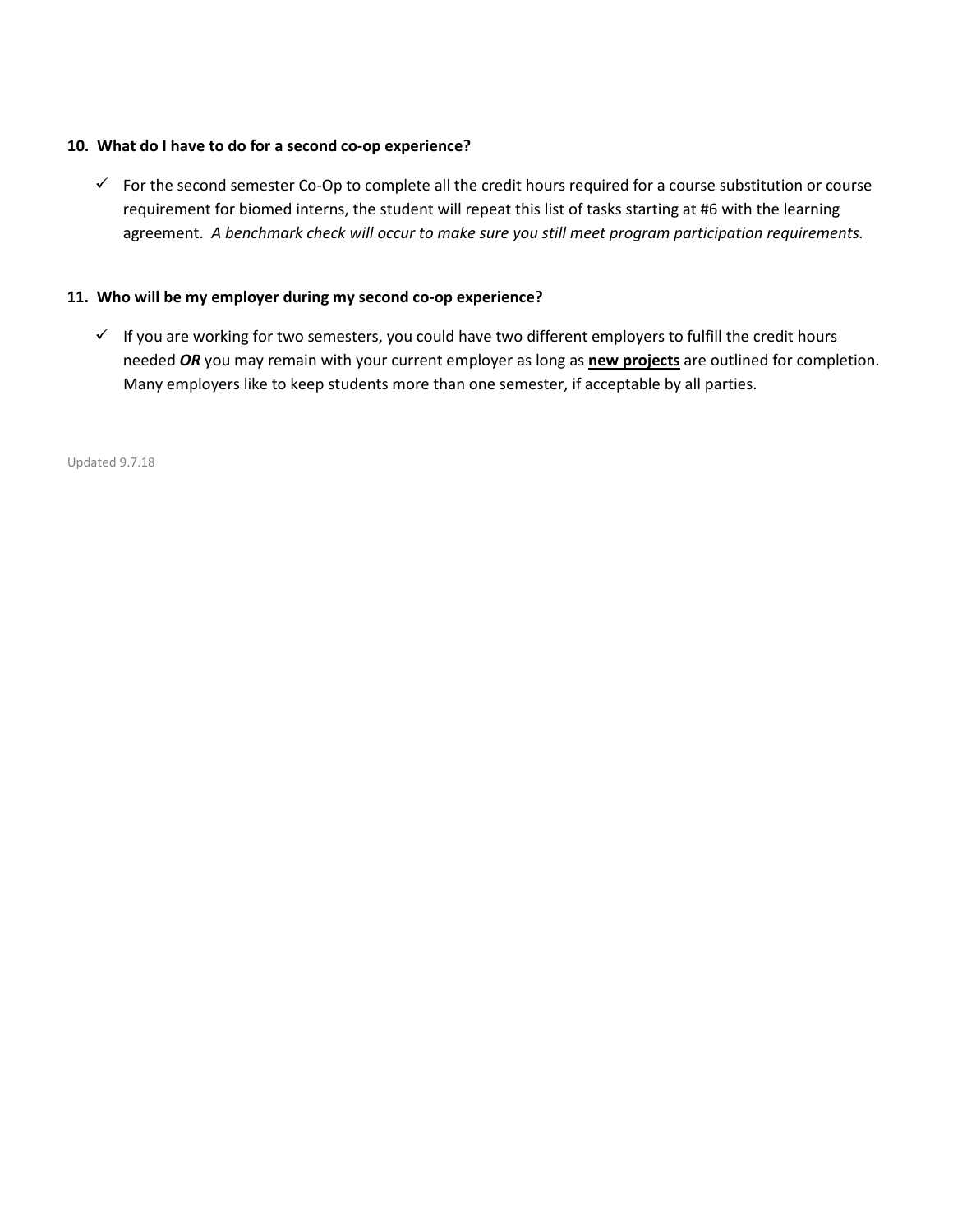**10. What do I have to do for a second co-op experience?**

- ✓ For the second semester Co-Op to complete all the credit hours required for a course substitution or course requirement for biomed interns, the student will repeat this list of tasks starting at #6 with the learning agreement. *A benchmark check will occur to make sure you still meet program participation requirements.*

**11. Who will be my employer during my second co-op experience?**

- ✓ If you are working for two semesters, you could have two different employers to fulfill the credit hours needed ***OR*** you may remain with your current employer as long as <u>**new projects**</u> are outlined for completion. Many employers like to keep students more than one semester, if acceptable by all parties.

Updated 9.7.18